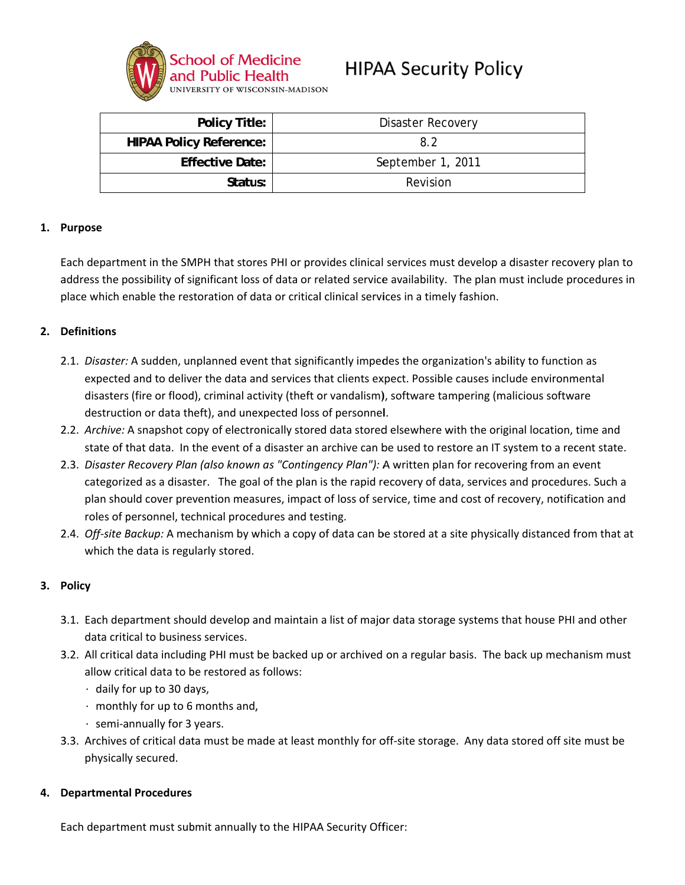School of Medicine and Public Health
UNIVERSITY OF WISCONSIN-MADISON

# HIPAA Security Policy

| **Policy Title:** | Disaster Recovery |
|---|---|
| **HIPAA Policy Reference:** | 8.2 |
| **Effective Date:** | September 1, 2011 |
| **Status:** | Revision |

## 1. Purpose

Each department in the SMPH that stores PHI or provides clinical services must develop a disaster recovery plan to address the possibility of significant loss of data or related service availability. The plan must include procedures in place which enable the restoration of data or critical clinical services in a timely fashion.

## 2. Definitions

2.1. *Disaster:* A sudden, unplanned event that significantly impedes the organization's ability to function as expected and to deliver the data and services that clients expect. Possible causes include environmental disasters (fire or flood), criminal activity (theft or vandalism), software tampering (malicious software destruction or data theft), and unexpected loss of personnel.

2.2. *Archive:* A snapshot copy of electronically stored data stored elsewhere with the original location, time and state of that data. In the event of a disaster an archive can be used to restore an IT system to a recent state.

2.3. *Disaster Recovery Plan (also known as "Contingency Plan"):* A written plan for recovering from an event categorized as a disaster. The goal of the plan is the rapid recovery of data, services and procedures. Such a plan should cover prevention measures, impact of loss of service, time and cost of recovery, notification and roles of personnel, technical procedures and testing.

2.4. *Off-site Backup:* A mechanism by which a copy of data can be stored at a site physically distanced from that at which the data is regularly stored.

## 3. Policy

3.1. Each department should develop and maintain a list of major data storage systems that house PHI and other data critical to business services.

3.2. All critical data including PHI must be backed up or archived on a regular basis. The back up mechanism must allow critical data to be restored as follows:

- daily for up to 30 days,
- monthly for up to 6 months and,
- semi-annually for 3 years.

3.3. Archives of critical data must be made at least monthly for off-site storage. Any data stored off site must be physically secured.

## 4. Departmental Procedures

Each department must submit annually to the HIPAA Security Officer: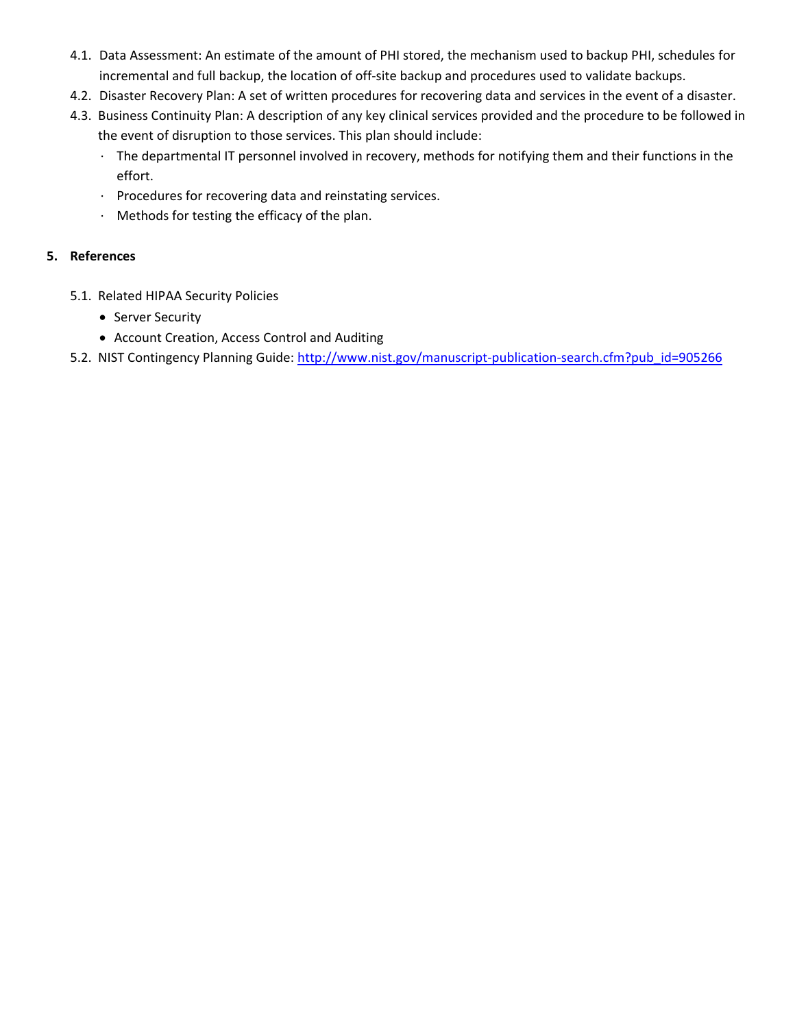4.1. Data Assessment: An estimate of the amount of PHI stored, the mechanism used to backup PHI, schedules for incremental and full backup, the location of off-site backup and procedures used to validate backups.

4.2. Disaster Recovery Plan: A set of written procedures for recovering data and services in the event of a disaster.

4.3. Business Continuity Plan: A description of any key clinical services provided and the procedure to be followed in the event of disruption to those services. This plan should include:

- The departmental IT personnel involved in recovery, methods for notifying them and their functions in the effort.
- Procedures for recovering data and reinstating services.
- Methods for testing the efficacy of the plan.

**5. References**

5.1. Related HIPAA Security Policies

- Server Security
- Account Creation, Access Control and Auditing

5.2. NIST Contingency Planning Guide: http://www.nist.gov/manuscript-publication-search.cfm?pub_id=905266